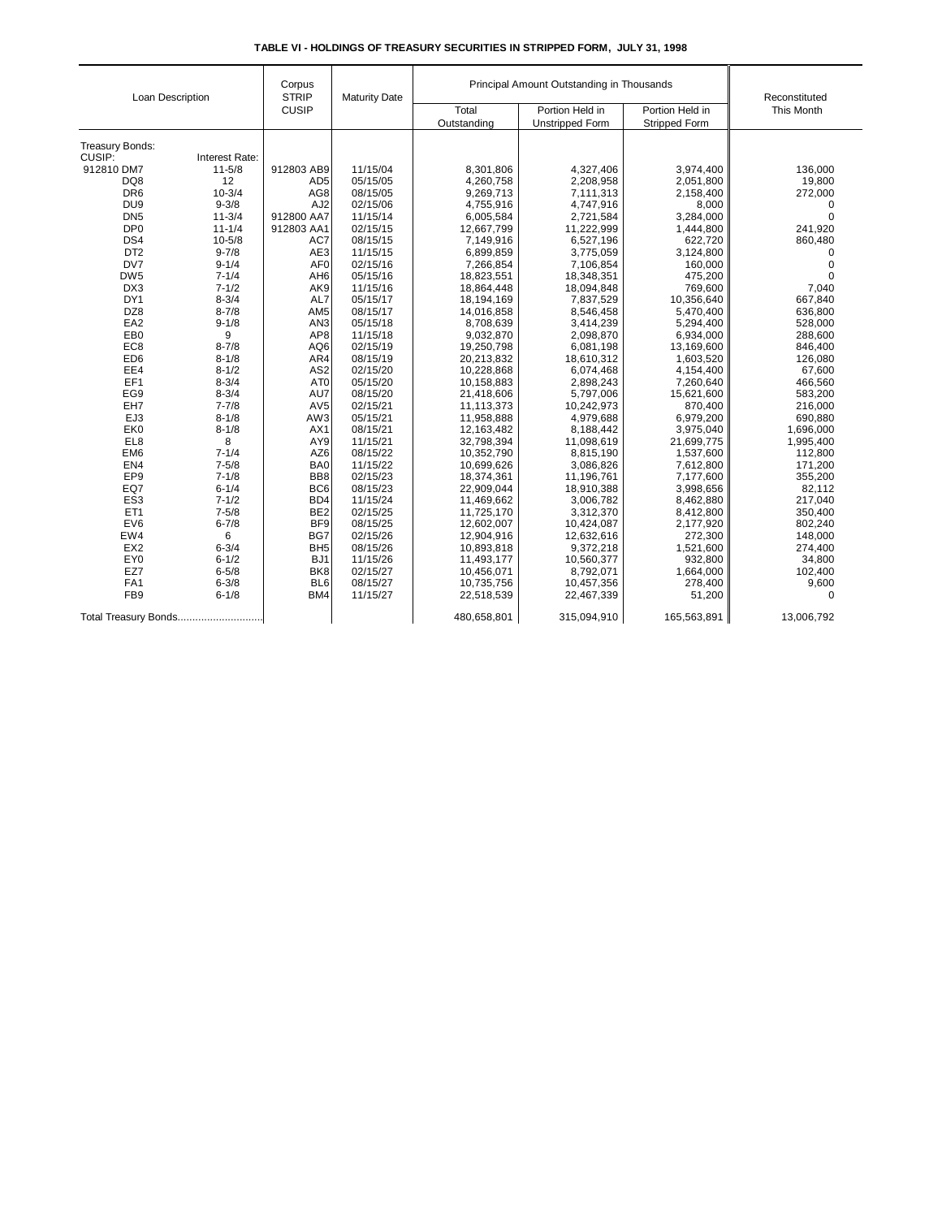**TABLE VI - HOLDINGS OF TREASURY SECURITIES IN STRIPPED FORM, JULY 31, 1998**

| Loan Description | | Corpus STRIP CUSIP | Maturity Date | Principal Amount Outstanding in Thousands | | | Reconstituted This Month |
|---|---|---|---|---|---|---|---|
| | | | | Total Outstanding | Portion Held in Unstripped Form | Portion Held in Stripped Form | |
| Treasury Bonds: | | | | | | | |
| CUSIP: | Interest Rate: | | | | | | |
| 912810 DM7 | 11-5/8 | 912803 AB9 | 11/15/04 | 8,301,806 | 4,327,406 | 3,974,400 | 136,000 |
| DQ8 | 12 | AD5 | 05/15/05 | 4,260,758 | 2,208,958 | 2,051,800 | 19,800 |
| DR6 | 10-3/4 | AG8 | 08/15/05 | 9,269,713 | 7,111,313 | 2,158,400 | 272,000 |
| DU9 | 9-3/8 | AJ2 | 02/15/06 | 4,755,916 | 4,747,916 | 8,000 | 0 |
| DN5 | 11-3/4 | 912800 AA7 | 11/15/14 | 6,005,584 | 2,721,584 | 3,284,000 | 0 |
| DP0 | 11-1/4 | 912803 AA1 | 02/15/15 | 12,667,799 | 11,222,999 | 1,444,800 | 241,920 |
| DS4 | 10-5/8 | AC7 | 08/15/15 | 7,149,916 | 6,527,196 | 622,720 | 860,480 |
| DT2 | 9-7/8 | AE3 | 11/15/15 | 6,899,859 | 3,775,059 | 3,124,800 | 0 |
| DV7 | 9-1/4 | AF0 | 02/15/16 | 7,266,854 | 7,106,854 | 160,000 | 0 |
| DW5 | 7-1/4 | AH6 | 05/15/16 | 18,823,551 | 18,348,351 | 475,200 | 0 |
| DX3 | 7-1/2 | AK9 | 11/15/16 | 18,864,448 | 18,094,848 | 769,600 | 7,040 |
| DY1 | 8-3/4 | AL7 | 05/15/17 | 18,194,169 | 7,837,529 | 10,356,640 | 667,840 |
| DZ8 | 8-7/8 | AM5 | 08/15/17 | 14,016,858 | 8,546,458 | 5,470,400 | 636,800 |
| EA2 | 9-1/8 | AN3 | 05/15/18 | 8,708,639 | 3,414,239 | 5,294,400 | 528,000 |
| EB0 | 9 | AP8 | 11/15/18 | 9,032,870 | 2,098,870 | 6,934,000 | 288,600 |
| EC8 | 8-7/8 | AQ6 | 02/15/19 | 19,250,798 | 6,081,198 | 13,169,600 | 846,400 |
| ED6 | 8-1/8 | AR4 | 08/15/19 | 20,213,832 | 18,610,312 | 1,603,520 | 126,080 |
| EE4 | 8-1/2 | AS2 | 02/15/20 | 10,228,868 | 6,074,468 | 4,154,400 | 67,600 |
| EF1 | 8-3/4 | AT0 | 05/15/20 | 10,158,883 | 2,898,243 | 7,260,640 | 466,560 |
| EG9 | 8-3/4 | AU7 | 08/15/20 | 21,418,606 | 5,797,006 | 15,621,600 | 583,200 |
| EH7 | 7-7/8 | AV5 | 02/15/21 | 11,113,373 | 10,242,973 | 870,400 | 216,000 |
| EJ3 | 8-1/8 | AW3 | 05/15/21 | 11,958,888 | 4,979,688 | 6,979,200 | 690,880 |
| EK0 | 8-1/8 | AX1 | 08/15/21 | 12,163,482 | 8,188,442 | 3,975,040 | 1,696,000 |
| EL8 | 8 | AY9 | 11/15/21 | 32,798,394 | 11,098,619 | 21,699,775 | 1,995,400 |
| EM6 | 7-1/4 | AZ6 | 08/15/22 | 10,352,790 | 8,815,190 | 1,537,600 | 112,800 |
| EN4 | 7-5/8 | BA0 | 11/15/22 | 10,699,626 | 3,086,826 | 7,612,800 | 171,200 |
| EP9 | 7-1/8 | BB8 | 02/15/23 | 18,374,361 | 11,196,761 | 7,177,600 | 355,200 |
| EQ7 | 6-1/4 | BC6 | 08/15/23 | 22,909,044 | 18,910,388 | 3,998,656 | 82,112 |
| ES3 | 7-1/2 | BD4 | 11/15/24 | 11,469,662 | 3,006,782 | 8,462,880 | 217,040 |
| ET1 | 7-5/8 | BE2 | 02/15/25 | 11,725,170 | 3,312,370 | 8,412,800 | 350,400 |
| EV6 | 6-7/8 | BF9 | 08/15/25 | 12,602,007 | 10,424,087 | 2,177,920 | 802,240 |
| EW4 | 6 | BG7 | 02/15/26 | 12,904,916 | 12,632,616 | 272,300 | 148,000 |
| EX2 | 6-3/4 | BH5 | 08/15/26 | 10,893,818 | 9,372,218 | 1,521,600 | 274,400 |
| EY0 | 6-1/2 | BJ1 | 11/15/26 | 11,493,177 | 10,560,377 | 932,800 | 34,800 |
| EZ7 | 6-5/8 | BK8 | 02/15/27 | 10,456,071 | 8,792,071 | 1,664,000 | 102,400 |
| FA1 | 6-3/8 | BL6 | 08/15/27 | 10,735,756 | 10,457,356 | 278,400 | 9,600 |
| FB9 | 6-1/8 | BM4 | 11/15/27 | 22,518,539 | 22,467,339 | 51,200 | 0 |
| Total Treasury Bonds............................ | | | | 480,658,801 | 315,094,910 | 165,563,891 | 13,006,792 |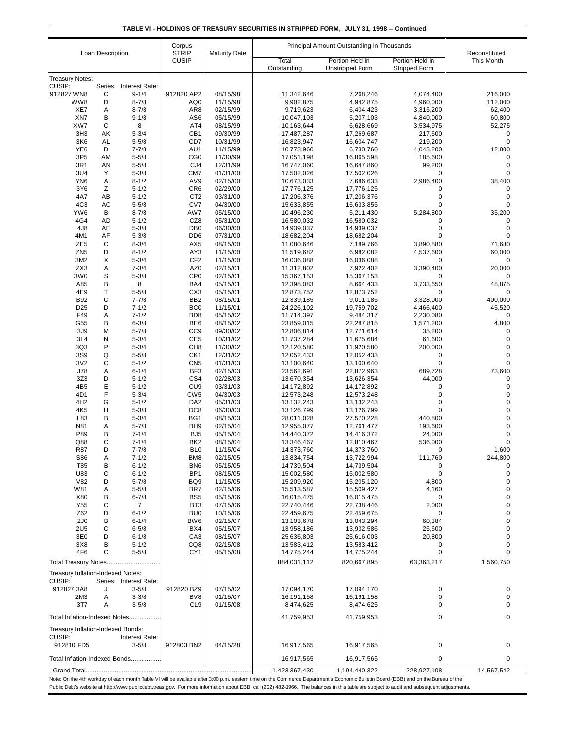## TABLE VI - HOLDINGS OF TREASURY SECURITIES IN STRIPPED FORM, JULY 31, 1998 -- Continued

| Loan Description | | | Corpus STRIP CUSIP | Maturity Date | Principal Amount Outstanding in Thousands | | | Reconstituted This Month |
|---|---|---|---|---|---|---|---|---|
| | | | | | Total Outstanding | Portion Held in Unstripped Form | Portion Held in Stripped Form | |
| Treasury Notes: | | | | | | | | |
| CUSIP: | Series: | Interest Rate: | | | | | | |
| 912827 WN8 | C | 9-1/4 | 912820 AP2 | 08/15/98 | 11,342,646 | 7,268,246 | 4,074,400 | 216,000 |
| WW8 | D | 8-7/8 | AQ0 | 11/15/98 | 9,902,875 | 4,942,875 | 4,960,000 | 112,000 |
| XE7 | A | 8-7/8 | AR8 | 02/15/99 | 9,719,623 | 6,404,423 | 3,315,200 | 62,400 |
| XN7 | B | 9-1/8 | AS6 | 05/15/99 | 10,047,103 | 5,207,103 | 4,840,000 | 60,800 |
| XW7 | C | 8 | AT4 | 08/15/99 | 10,163,644 | 6,628,669 | 3,534,975 | 52,275 |
| 3H3 | AK | 5-3/4 | CB1 | 09/30/99 | 17,487,287 | 17,269,687 | 217,600 | 0 |
| 3K6 | AL | 5-5/8 | CD7 | 10/31/99 | 16,823,947 | 16,604,747 | 219,200 | 0 |
| YE6 | D | 7-7/8 | AU1 | 11/15/99 | 10,773,960 | 6,730,760 | 4,043,200 | 12,800 |
| 3P5 | AM | 5-5/8 | CG0 | 11/30/99 | 17,051,198 | 16,865,598 | 185,600 | 0 |
| 3R1 | AN | 5-5/8 | CJ4 | 12/31/99 | 16,747,060 | 16,647,860 | 99,200 | 0 |
| 3U4 | Y | 5-3/8 | CM7 | 01/31/00 | 17,502,026 | 17,502,026 | 0 | 0 |
| YN6 | A | 8-1/2 | AV9 | 02/15/00 | 10,673,033 | 7,686,633 | 2,986,400 | 38,400 |
| 3Y6 | Z | 5-1/2 | CR6 | 02/29/00 | 17,776,125 | 17,776,125 | 0 | 0 |
| 4A7 | AB | 5-1/2 | CT2 | 03/31/00 | 17,206,376 | 17,206,376 | 0 | 0 |
| 4C3 | AC | 5-5/8 | CV7 | 04/30/00 | 15,633,855 | 15,633,855 | 0 | 0 |
| YW6 | B | 8-7/8 | AW7 | 05/15/00 | 10,496,230 | 5,211,430 | 5,284,800 | 35,200 |
| 4G4 | AD | 5-1/2 | CZ8 | 05/31/00 | 16,580,032 | 16,580,032 | 0 | 0 |
| 4J8 | AE | 5-3/8 | DB0 | 06/30/00 | 14,939,037 | 14,939,037 | 0 | 0 |
| 4M1 | AF | 5-3/8 | DD6 | 07/31/00 | 18,682,204 | 18,682,204 | 0 | 0 |
| ZE5 | C | 8-3/4 | AX5 | 08/15/00 | 11,080,646 | 7,189,766 | 3,890,880 | 71,680 |
| ZN5 | D | 8-1/2 | AY3 | 11/15/00 | 11,519,682 | 6,982,082 | 4,537,600 | 60,000 |
| 3M2 | X | 5-3/4 | CF2 | 11/15/00 | 16,036,088 | 16,036,088 | 0 | 0 |
| ZX3 | A | 7-3/4 | AZ0 | 02/15/01 | 11,312,802 | 7,922,402 | 3,390,400 | 20,000 |
| 3W0 | S | 5-3/8 | CP0 | 02/15/01 | 15,367,153 | 15,367,153 | 0 | 0 |
| A85 | B | 8 | BA4 | 05/15/01 | 12,398,083 | 8,664,433 | 3,733,650 | 48,875 |
| 4E9 | T | 5-5/8 | CX3 | 05/15/01 | 12,873,752 | 12,873,752 | 0 | 0 |
| B92 | C | 7-7/8 | BB2 | 08/15/01 | 12,339,185 | 9,011,185 | 3,328,000 | 400,000 |
| D25 | D | 7-1/2 | BC0 | 11/15/01 | 24,226,102 | 19,759,702 | 4,466,400 | 45,520 |
| F49 | A | 7-1/2 | BD8 | 05/15/02 | 11,714,397 | 9,484,317 | 2,230,080 | 0 |
| G55 | B | 6-3/8 | BE6 | 08/15/02 | 23,859,015 | 22,287,815 | 1,571,200 | 4,800 |
| 3J9 | M | 5-7/8 | CC9 | 09/30/02 | 12,806,814 | 12,771,614 | 35,200 | 0 |
| 3L4 | N | 5-3/4 | CE5 | 10/31/02 | 11,737,284 | 11,675,684 | 61,600 | 0 |
| 3Q3 | P | 5-3/4 | CH8 | 11/30/02 | 12,120,580 | 11,920,580 | 200,000 | 0 |
| 3S9 | Q | 5-5/8 | CK1 | 12/31/02 | 12,052,433 | 12,052,433 | 0 | 0 |
| 3V2 | C | 5-1/2 | CN5 | 01/31/03 | 13,100,640 | 13,100,640 | 0 | 0 |
| J78 | A | 6-1/4 | BF3 | 02/15/03 | 23,562,691 | 22,872,963 | 689,728 | 73,600 |
| 3Z3 | D | 5-1/2 | CS4 | 02/28/03 | 13,670,354 | 13,626,354 | 44,000 | 0 |
| 4B5 | E | 5-1/2 | CU9 | 03/31/03 | 14,172,892 | 14,172,892 | 0 | 0 |
| 4D1 | F | 5-3/4 | CW5 | 04/30/03 | 12,573,248 | 12,573,248 | 0 | 0 |
| 4H2 | G | 5-1/2 | DA2 | 05/31/03 | 13,132,243 | 13,132,243 | 0 | 0 |
| 4K5 | H | 5-3/8 | DC8 | 06/30/03 | 13,126,799 | 13,126,799 | 0 | 0 |
| L83 | B | 5-3/4 | BG1 | 08/15/03 | 28,011,028 | 27,570,228 | 440,800 | 0 |
| N81 | A | 5-7/8 | BH9 | 02/15/04 | 12,955,077 | 12,761,477 | 193,600 | 0 |
| P89 | B | 7-1/4 | BJ5 | 05/15/04 | 14,440,372 | 14,416,372 | 24,000 | 0 |
| Q88 | C | 7-1/4 | BK2 | 08/15/04 | 13,346,467 | 12,810,467 | 536,000 | 0 |
| R87 | D | 7-7/8 | BL0 | 11/15/04 | 14,373,760 | 14,373,760 | 0 | 1,600 |
| S86 | A | 7-1/2 | BM8 | 02/15/05 | 13,834,754 | 13,722,994 | 111,760 | 244,800 |
| T85 | B | 6-1/2 | BN6 | 05/15/05 | 14,739,504 | 14,739,504 | 0 | 0 |
| U83 | C | 6-1/2 | BP1 | 08/15/05 | 15,002,580 | 15,002,580 | 0 | 0 |
| V82 | D | 5-7/8 | BQ9 | 11/15/05 | 15,209,920 | 15,205,120 | 4,800 | 0 |
| W81 | A | 5-5/8 | BR7 | 02/15/06 | 15,513,587 | 15,509,427 | 4,160 | 0 |
| X80 | B | 6-7/8 | BS5 | 05/15/06 | 16,015,475 | 16,015,475 | 0 | 0 |
| Y55 | C | 7 | BT3 | 07/15/06 | 22,740,446 | 22,738,446 | 2,000 | 0 |
| Z62 | D | 6-1/2 | BU0 | 10/15/06 | 22,459,675 | 22,459,675 | 0 | 0 |
| 2J0 | B | 6-1/4 | BW6 | 02/15/07 | 13,103,678 | 13,043,294 | 60,384 | 0 |
| 2U5 | C | 6-5/8 | BX4 | 05/15/07 | 13,958,186 | 13,932,586 | 25,600 | 0 |
| 3E0 | D | 6-1/8 | CA3 | 08/15/07 | 25,636,803 | 25,616,003 | 20,800 | 0 |
| 3X8 | B | 5-1/2 | CQ8 | 02/15/08 | 13,583,412 | 13,583,412 | 0 | 0 |
| 4F6 | C | 5-5/8 | CY1 | 05/15/08 | 14,775,244 | 14,775,244 | 0 | 0 |
| Total Treasury Notes | | | | | 884,031,112 | 820,667,895 | 63,363,217 | 1,560,750 |
| Treasury Inflation-Indexed Notes: | | | | | | | | |
| CUSIP: | Series: | Interest Rate: | | | | | | |
| 912827 3A8 | J | 3-5/8 | 912820 BZ9 | 07/15/02 | 17,094,170 | 17,094,170 | 0 | 0 |
| 2M3 | A | 3-3/8 | BV8 | 01/15/07 | 16,191,158 | 16,191,158 | 0 | 0 |
| 3T7 | A | 3-5/8 | CL9 | 01/15/08 | 8,474,625 | 8,474,625 | 0 | 0 |
| Total Inflation-Indexed Notes | | | | | 41,759,953 | 41,759,953 | 0 | 0 |
| Treasury Inflation-Indexed Bonds: | | | | | | | | |
| CUSIP: | | Interest Rate: | | | | | | |
| 912810 FD5 | | 3-5/8 | 912803 BN2 | 04/15/28 | 16,917,565 | 16,917,565 | 0 | 0 |
| Total Inflation-Indexed Bonds | | | | | 16,917,565 | 16,917,565 | 0 | 0 |
| Grand Total | | | | | 1,423,367,430 | 1,194,440,322 | 228,927,108 | 14,567,542 |

Note: On the 4th workday of each month Table VI will be available after 3:00 p.m. eastern time on the Commerce Department's Economic Bulletin Board (EBB) and on the Bureau of the Public Debt's website at http://www.publicdebt.treas.gov. For more information about EBB, call (202) 482-1966. The balances in this table are subject to audit and subsequent adjustments.